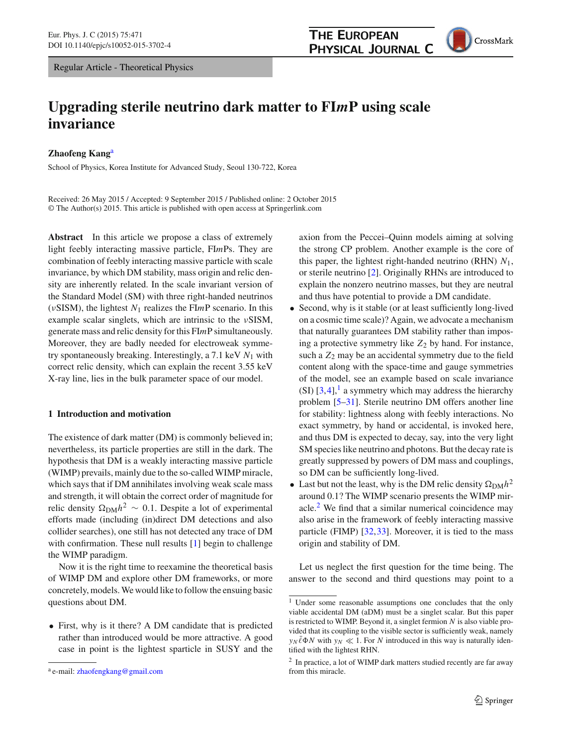Regular Article - Theoretical Physics

# Upgrading sterile neutrino dark matter to FI*m*P using scale invariance

**Zhaofeng Kang**[a]

School of Physics, Korea Institute for Advanced Study, Seoul 130-722, Korea

Received: 26 May 2015 / Accepted: 9 September 2015 / Published online: 2 October 2015
© The Author(s) 2015. This article is published with open access at Springerlink.com

**Abstract** In this article we propose a class of extremely light feebly interacting massive particle, FI*m*Ps. They are combination of feebly interacting massive particle with scale invariance, by which DM stability, mass origin and relic density are inherently related. In the scale invariant version of the Standard Model (SM) with three right-handed neutrinos ($\nu$SISM), the lightest $N_1$ realizes the FI*m*P scenario. In this example scalar singlets, which are intrinsic to the $\nu$SISM, generate mass and relic density for this FI*m*P simultaneously. Moreover, they are badly needed for electroweak symmetry spontaneously breaking. Interestingly, a 7.1 keV $N_1$ with correct relic density, which can explain the recent 3.55 keV X-ray line, lies in the bulk parameter space of our model.

## 1 Introduction and motivation

The existence of dark matter (DM) is commonly believed in; nevertheless, its particle properties are still in the dark. The hypothesis that DM is a weakly interacting massive particle (WIMP) prevails, mainly due to the so-called WIMP miracle, which says that if DM annihilates involving weak scale mass and strength, it will obtain the correct order of magnitude for relic density $\Omega_{\rm DM}h^2 \sim 0.1$. Despite a lot of experimental efforts made (including (in)direct DM detections and also collider searches), one still has not detected any trace of DM with confirmation. These null results [1] begin to challenge the WIMP paradigm.

Now it is the right time to reexamine the theoretical basis of WIMP DM and explore other DM frameworks, or more concretely, models. We would like to follow the ensuing basic questions about DM.

- First, why is it there? A DM candidate that is predicted rather than introduced would be more attractive. A good case in point is the lightest sparticle in SUSY and the axion from the Peccei–Quinn models aiming at solving the strong CP problem. Another example is the core of this paper, the lightest right-handed neutrino (RHN) $N_1$, or sterile neutrino [2]. Originally RHNs are introduced to explain the nonzero neutrino masses, but they are neutral and thus have potential to provide a DM candidate.
- Second, why is it stable (or at least sufficiently long-lived on a cosmic time scale)? Again, we advocate a mechanism that naturally guarantees DM stability rather than imposing a protective symmetry like $Z_2$ by hand. For instance, such a $Z_2$ may be an accidental symmetry due to the field content along with the space-time and gauge symmetries of the model, see an example based on scale invariance (SI) [3,4],[1] a symmetry which may address the hierarchy problem [5–31]. Sterile neutrino DM offers another line for stability: lightness along with feebly interactions. No exact symmetry, by hand or accidental, is invoked here, and thus DM is expected to decay, say, into the very light SM species like neutrino and photons. But the decay rate is greatly suppressed by powers of DM mass and couplings, so DM can be sufficiently long-lived.
- Last but not the least, why is the DM relic density $\Omega_{\rm DM}h^2$ around 0.1? The WIMP scenario presents the WIMP miracle.[2] We find that a similar numerical coincidence may also arise in the framework of feebly interacting massive particle (FIMP) [32,33]. Moreover, it is tied to the mass origin and stability of DM.

Let us neglect the first question for the time being. The answer to the second and third questions may point to a

[1] Under some reasonable assumptions one concludes that the only viable accidental DM (aDM) must be a singlet scalar. But this paper is restricted to WIMP. Beyond it, a singlet fermion $N$ is also viable provided that its coupling to the visible sector is sufficiently weak, namely $y_N \bar{\ell}\Phi N$ with $y_N \ll 1$. For $N$ introduced in this way is naturally identified with the lightest RHN.

[2] In practice, a lot of WIMP dark matters studied recently are far away from this miracle.

[a] e-mail: zhaofengkang@gmail.com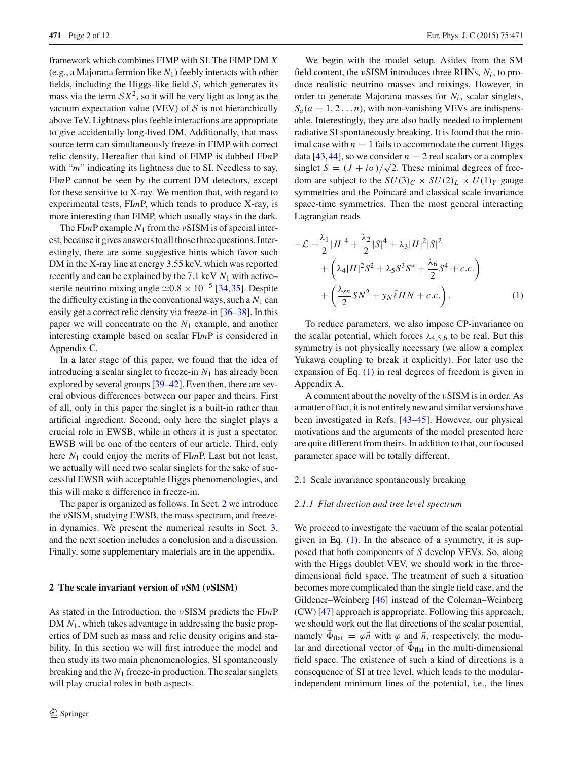framework which combines FIMP with SI. The FIMP DM $X$ (e.g., a Majorana fermion like $N_1$) feebly interacts with other fields, including the Higgs-like field $\mathcal{S}$, which generates its mass via the term $\mathcal{S}X^2$, so it will be very light as long as the vacuum expectation value (VEV) of $\mathcal{S}$ is not hierarchically above TeV. Lightness plus feeble interactions are appropriate to give accidentally long-lived DM. Additionally, that mass source term can simultaneously freeze-in FIMP with correct relic density. Hereafter that kind of FIMP is dubbed FI*m*P with "*m*" indicating its lightness due to SI. Needless to say, FI*m*P cannot be seen by the current DM detectors, except for these sensitive to X-ray. We mention that, with regard to experimental tests, FI*m*P, which tends to produce X-ray, is more interesting than FIMP, which usually stays in the dark.

The FI*m*P example $N_1$ from the $\nu$SISM is of special interest, because it gives answers to all those three questions. Interestingly, there are some suggestive hints which favor such DM in the X-ray line at energy 3.55 keV, which was reported recently and can be explained by the 7.1 keV $N_1$ with active–sterile neutrino mixing angle $\simeq 0.8 \times 10^{-5}$ [34,35]. Despite the difficulty existing in the conventional ways, such a $N_1$ can easily get a correct relic density via freeze-in [36–38]. In this paper we will concentrate on the $N_1$ example, and another interesting example based on scalar FI*m*P is considered in Appendix C.

In a later stage of this paper, we found that the idea of introducing a scalar singlet to freeze-in $N_1$ has already been explored by several groups [39–42]. Even then, there are several obvious differences between our paper and theirs. First of all, only in this paper the singlet is a built-in rather than artificial ingredient. Second, only here the singlet plays a crucial role in EWSB, while in others it is just a spectator. EWSB will be one of the centers of our article. Third, only here $N_1$ could enjoy the merits of FI*m*P. Last but not least, we actually will need two scalar singlets for the sake of successful EWSB with acceptable Higgs phenomenologies, and this will make a difference in freeze-in.

The paper is organized as follows. In Sect. 2 we introduce the $\nu$SISM, studying EWSB, the mass spectrum, and freeze-in dynamics. We present the numerical results in Sect. 3, and the next section includes a conclusion and a discussion. Finally, some supplementary materials are in the appendix.

## 2 The scale invariant version of $\nu$SM ($\nu$SISM)

As stated in the Introduction, the $\nu$SISM predicts the FI*m*P DM $N_1$, which takes advantage in addressing the basic properties of DM such as mass and relic density origins and stability. In this section we will first introduce the model and then study its two main phenomenologies, SI spontaneously breaking and the $N_1$ freeze-in production. The scalar singlets will play crucial roles in both aspects.

We begin with the model setup. Asides from the SM field content, the $\nu$SISM introduces three RHNs, $N_i$, to produce realistic neutrino masses and mixings. However, in order to generate Majorana masses for $N_i$, scalar singlets, $S_a(a = 1, 2 \ldots n)$, with non-vanishing VEVs are indispensable. Interestingly, they are also badly needed to implement radiative SI spontaneously breaking. It is found that the minimal case with $n = 1$ fails to accommodate the current Higgs data [43,44], so we consider $n = 2$ real scalars or a complex singlet $S = (J + i\sigma)/\sqrt{2}$. These minimal degrees of freedom are subject to the $SU(3)_C \times SU(2)_L \times U(1)_Y$ gauge symmetries and the Poincaré and classical scale invariance space-time symmetries. Then the most general interacting Lagrangian reads

$$
\begin{aligned}
-\mathcal{L} = &\frac{\lambda_1}{2}|H|^4 + \frac{\lambda_2}{2}|S|^4 + \lambda_3 |H|^2|S|^2 \\
&+ \left(\lambda_4 |H|^2 S^2 + \lambda_5 S^3 S^* + \frac{\lambda_6}{2} S^4 + c.c.\right) \\
&+ \left(\frac{\lambda_{sn}}{2} S N^2 + y_N \bar{\ell} H N + c.c.\right).
\end{aligned} \tag{1}
$$

To reduce parameters, we also impose CP-invariance on the scalar potential, which forces $\lambda_{4,5,6}$ to be real. But this symmetry is not physically necessary (we allow a complex Yukawa coupling to break it explicitly). For later use the expansion of Eq. (1) in real degrees of freedom is given in Appendix A.

A comment about the novelty of the $\nu$SISM is in order. As a matter of fact, it is not entirely new and similar versions have been investigated in Refs. [43–45]. However, our physical motivations and the arguments of the model presented here are quite different from theirs. In addition to that, our focused parameter space will be totally different.

### 2.1 Scale invariance spontaneously breaking

#### *2.1.1 Flat direction and tree level spectrum*

We proceed to investigate the vacuum of the scalar potential given in Eq. (1). In the absence of a symmetry, it is supposed that both components of $S$ develop VEVs. So, along with the Higgs doublet VEV, we should work in the three-dimensional field space. The treatment of such a situation becomes more complicated than the single field case, and the Gildener–Weinberg [46] instead of the Coleman–Weinberg (CW) [47] approach is appropriate. Following this approach, we should work out the flat directions of the scalar potential, namely $\vec{\Phi}_{\rm flat} = \varphi \vec{n}$ with $\varphi$ and $\vec{n}$, respectively, the modular and directional vector of $\vec{\Phi}_{\rm flat}$ in the multi-dimensional field space. The existence of such a kind of directions is a consequence of SI at tree level, which leads to the modular-independent minimum lines of the potential, i.e., the lines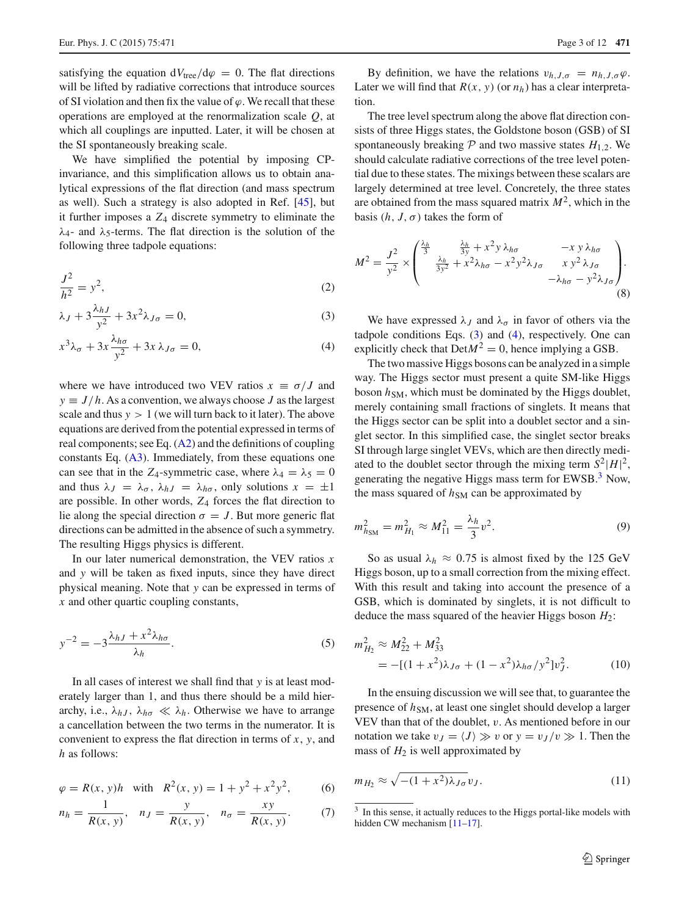satisfying the equation $dV_{\rm tree}/d\varphi = 0$. The flat directions will be lifted by radiative corrections that introduce sources of SI violation and then fix the value of $\varphi$. We recall that these operations are employed at the renormalization scale $Q$, at which all couplings are inputted. Later, it will be chosen at the SI spontaneously breaking scale.

We have simplified the potential by imposing CP-invariance, and this simplification allows us to obtain analytical expressions of the flat direction (and mass spectrum as well). Such a strategy is also adopted in Ref. [45], but it further imposes a $Z_4$ discrete symmetry to eliminate the $\lambda_4$- and $\lambda_5$-terms. The flat direction is the solution of the following three tadpole equations:

$$\frac{J^2}{h^2} = y^2, \tag{2}$$

$$\lambda_J + 3\frac{\lambda_{hJ}}{y^2} + 3x^2\lambda_{J\sigma} = 0, \tag{3}$$

$$x^3\lambda_\sigma + 3x\frac{\lambda_{h\sigma}}{y^2} + 3x\,\lambda_{J\sigma} = 0, \tag{4}$$

where we have introduced two VEV ratios $x \equiv \sigma/J$ and $y \equiv J/h$. As a convention, we always choose $J$ as the largest scale and thus $y > 1$ (we will turn back to it later). The above equations are derived from the potential expressed in terms of real components; see Eq. (A2) and the definitions of coupling constants Eq. (A3). Immediately, from these equations one can see that in the $Z_4$-symmetric case, where $\lambda_4 = \lambda_5 = 0$ and thus $\lambda_J = \lambda_\sigma$, $\lambda_{hJ} = \lambda_{h\sigma}$, only solutions $x = \pm 1$ are possible. In other words, $Z_4$ forces the flat direction to lie along the special direction $\sigma = J$. But more generic flat directions can be admitted in the absence of such a symmetry. The resulting Higgs physics is different.

In our later numerical demonstration, the VEV ratios $x$ and $y$ will be taken as fixed inputs, since they have direct physical meaning. Note that $y$ can be expressed in terms of $x$ and other quartic coupling constants,

$$y^{-2} = -3\frac{\lambda_{hJ} + x^2\lambda_{h\sigma}}{\lambda_h}. \tag{5}$$

In all cases of interest we shall find that $y$ is at least moderately larger than 1, and thus there should be a mild hierarchy, i.e., $\lambda_{hJ}$, $\lambda_{h\sigma} \ll \lambda_h$. Otherwise we have to arrange a cancellation between the two terms in the numerator. It is convenient to express the flat direction in terms of $x$, $y$, and $h$ as follows:

$$\varphi = R(x, y)h \quad \text{with} \quad R^2(x, y) = 1 + y^2 + x^2y^2, \tag{6}$$

$$n_h = \frac{1}{R(x, y)}, \quad n_J = \frac{y}{R(x, y)}, \quad n_\sigma = \frac{xy}{R(x, y)}. \tag{7}$$

By definition, we have the relations $v_{h,J,\sigma} = n_{h,J,\sigma}\varphi$. Later we will find that $R(x, y)$ (or $n_h$) has a clear interpretation.

The tree level spectrum along the above flat direction consists of three Higgs states, the Goldstone boson (GSB) of SI spontaneously breaking $\mathcal{P}$ and two massive states $H_{1,2}$. We should calculate radiative corrections of the tree level potential due to these states. The mixings between these scalars are largely determined at tree level. Concretely, the three states are obtained from the mass squared matrix $M^2$, which in the basis $(h, J, \sigma)$ takes the form of

$$M^2 = \frac{J^2}{y^2} \times \begin{pmatrix} \frac{\lambda_h}{3} & \frac{\lambda_h}{3y} + x^2y\,\lambda_{h\sigma} & -x\,y\,\lambda_{h\sigma} \\ & \frac{\lambda_h}{3y^2} + x^2\lambda_{h\sigma} - x^2y^2\lambda_{J\sigma} & x\,y^2\,\lambda_{J\sigma} \\ & & -\lambda_{h\sigma} - y^2\lambda_{J\sigma} \end{pmatrix}. \tag{8}$$

We have expressed $\lambda_J$ and $\lambda_\sigma$ in favor of others via the tadpole conditions Eqs. (3) and (4), respectively. One can explicitly check that $\mathrm{Det}M^2 = 0$, hence implying a GSB.

The two massive Higgs bosons can be analyzed in a simple way. The Higgs sector must present a quite SM-like Higgs boson $h_{\rm SM}$, which must be dominated by the Higgs doublet, merely containing small fractions of singlets. It means that the Higgs sector can be split into a doublet sector and a singlet sector. In this simplified case, the singlet sector breaks SI through large singlet VEVs, which are then directly mediated to the doublet sector through the mixing term $S^2|H|^2$, generating the negative Higgs mass term for EWSB.[3] Now, the mass squared of $h_{\rm SM}$ can be approximated by

$$m_{h_{\rm SM}}^2 = m_{H_1}^2 \approx M_{11}^2 = \frac{\lambda_h}{3}v^2. \tag{9}$$

So as usual $\lambda_h \approx 0.75$ is almost fixed by the 125 GeV Higgs boson, up to a small correction from the mixing effect. With this result and taking into account the presence of a GSB, which is dominated by singlets, it is not difficult to deduce the mass squared of the heavier Higgs boson $H_2$:

$$\begin{aligned} m_{H_2}^2 &\approx M_{22}^2 + M_{33}^2 \\ &= -[(1 + x^2)\lambda_{J\sigma} + (1 - x^2)\lambda_{h\sigma}/y^2]v_J^2. \end{aligned} \tag{10}$$

In the ensuing discussion we will see that, to guarantee the presence of $h_{\rm SM}$, at least one singlet should develop a larger VEV than that of the doublet, $v$. As mentioned before in our notation we take $v_J = \langle J\rangle \gg v$ or $y = v_J/v \gg 1$. Then the mass of $H_2$ is well approximated by

$$m_{H_2} \approx \sqrt{-(1 + x^2)\lambda_{J\sigma}}\,v_J. \tag{11}$$

[3] In this sense, it actually reduces to the Higgs portal-like models with hidden CW mechanism [11–17].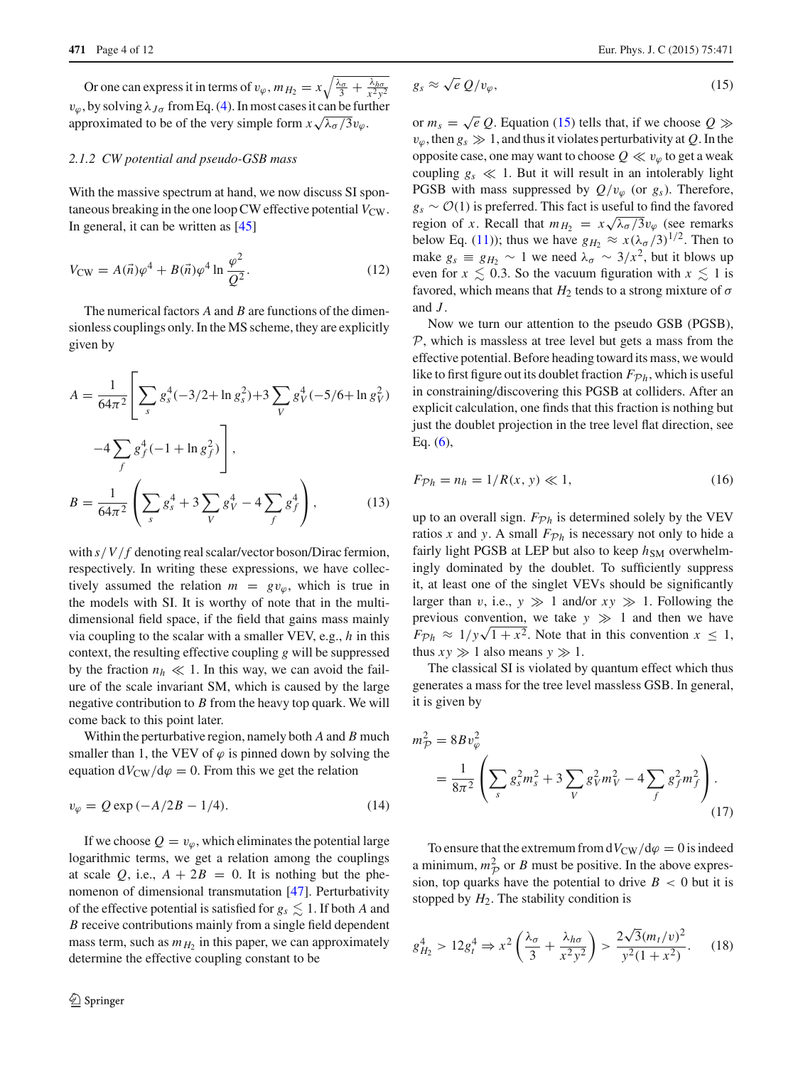Or one can express it in terms of $v_\varphi$, $m_{H_2} = x\sqrt{\frac{\lambda_\sigma}{3} + \frac{\lambda_{h\sigma}}{x^2 y^2}}\, v_\varphi$, by solving $\lambda_{J\sigma}$ from Eq. (4). In most cases it can be further approximated to be of the very simple form $x\sqrt{\lambda_\sigma/3}v_\varphi$.

### 2.1.2 CW potential and pseudo-GSB mass

With the massive spectrum at hand, we now discuss SI spontaneous breaking in the one loop CW effective potential $V_{\rm CW}$. In general, it can be written as [45]

$$V_{\rm CW} = A(\vec{n})\varphi^4 + B(\vec{n})\varphi^4 \ln\frac{\varphi^2}{Q^2}. \tag{12}$$

The numerical factors $A$ and $B$ are functions of the dimensionless couplings only. In the MS scheme, they are explicitly given by

$$A = \frac{1}{64\pi^2}\left[\sum_s g_s^4(-3/2+\ln g_s^2) + 3\sum_V g_V^4(-5/6+\ln g_V^2) - 4\sum_f g_f^4(-1+\ln g_f^2)\right],$$
$$B = \frac{1}{64\pi^2}\left(\sum_s g_s^4 + 3\sum_V g_V^4 - 4\sum_f g_f^4\right), \tag{13}$$

with $s/V/f$ denoting real scalar/vector boson/Dirac fermion, respectively. In writing these expressions, we have collectively assumed the relation $m = g v_\varphi$, which is true in the models with SI. It is worthy of note that in the multi-dimensional field space, if the field that gains mass mainly via coupling to the scalar with a smaller VEV, e.g., $h$ in this context, the resulting effective coupling $g$ will be suppressed by the fraction $n_h \ll 1$. In this way, we can avoid the failure of the scale invariant SM, which is caused by the large negative contribution to $B$ from the heavy top quark. We will come back to this point later.

Within the perturbative region, namely both $A$ and $B$ much smaller than 1, the VEV of $\varphi$ is pinned down by solving the equation $dV_{\rm CW}/d\varphi = 0$. From this we get the relation

$$v_\varphi = Q\exp(-A/2B - 1/4). \tag{14}$$

If we choose $Q = v_\varphi$, which eliminates the potential large logarithmic terms, we get a relation among the couplings at scale $Q$, i.e., $A + 2B = 0$. It is nothing but the phenomenon of dimensional transmutation [47]. Perturbativity of the effective potential is satisfied for $g_s \lesssim 1$. If both $A$ and $B$ receive contributions mainly from a single field dependent mass term, such as $m_{H_2}$ in this paper, we can approximately determine the effective coupling constant to be

$$g_s \approx \sqrt{e}\,Q/v_\varphi, \tag{15}$$

or $m_s = \sqrt{e}\,Q$. Equation (15) tells that, if we choose $Q \gg v_\varphi$, then $g_s \gg 1$, and thus it violates perturbativity at $Q$. In the opposite case, one may want to choose $Q \ll v_\varphi$ to get a weak coupling $g_s \ll 1$. But it will result in an intolerably light PGSB with mass suppressed by $Q/v_\varphi$ (or $g_s$). Therefore, $g_s \sim \mathcal{O}(1)$ is preferred. This fact is useful to find the favored region of $x$. Recall that $m_{H_2} = x\sqrt{\lambda_\sigma/3}v_\varphi$ (see remarks below Eq. (11)); thus we have $g_{H_2} \approx x(\lambda_\sigma/3)^{1/2}$. Then to make $g_s \equiv g_{H_2} \sim 1$ we need $\lambda_\sigma \sim 3/x^2$, but it blows up even for $x \lesssim 0.3$. So the vacuum figuration with $x \lesssim 1$ is favored, which means that $H_2$ tends to a strong mixture of $\sigma$ and $J$.

Now we turn our attention to the pseudo GSB (PGSB), $\mathcal{P}$, which is massless at tree level but gets a mass from the effective potential. Before heading toward its mass, we would like to first figure out its doublet fraction $F_{\mathcal{P}h}$, which is useful in constraining/discovering this PGSB at colliders. After an explicit calculation, one finds that this fraction is nothing but just the doublet projection in the tree level flat direction, see Eq. (6),

$$F_{\mathcal{P}h} = n_h = 1/R(x, y) \ll 1, \tag{16}$$

up to an overall sign. $F_{\mathcal{P}h}$ is determined solely by the VEV ratios $x$ and $y$. A small $F_{\mathcal{P}h}$ is necessary not only to hide a fairly light PGSB at LEP but also to keep $h_{\rm SM}$ overwhelmingly dominated by the doublet. To sufficiently suppress it, at least one of the singlet VEVs should be significantly larger than $v$, i.e., $y \gg 1$ and/or $xy \gg 1$. Following the previous convention, we take $y \gg 1$ and then we have $F_{\mathcal{P}h} \approx 1/y\sqrt{1+x^2}$. Note that in this convention $x \leq 1$, thus $xy \gg 1$ also means $y \gg 1$.

The classical SI is violated by quantum effect which thus generates a mass for the tree level massless GSB. In general, it is given by

$$m_{\mathcal{P}}^2 = 8Bv_\varphi^2 = \frac{1}{8\pi^2}\left(\sum_s g_s^2 m_s^2 + 3\sum_V g_V^2 m_V^2 - 4\sum_f g_f^2 m_f^2\right). \tag{17}$$

To ensure that the extremum from $dV_{\rm CW}/d\varphi = 0$ is indeed a minimum, $m_{\mathcal{P}}^2$ or $B$ must be positive. In the above expression, top quarks have the potential to drive $B < 0$ but it is stopped by $H_2$. The stability condition is

$$g_{H_2}^4 > 12 g_t^4 \Rightarrow x^2\left(\frac{\lambda_\sigma}{3} + \frac{\lambda_{h\sigma}}{x^2 y^2}\right) > \frac{2\sqrt{3}(m_t/v)^2}{y^2(1+x^2)}. \tag{18}$$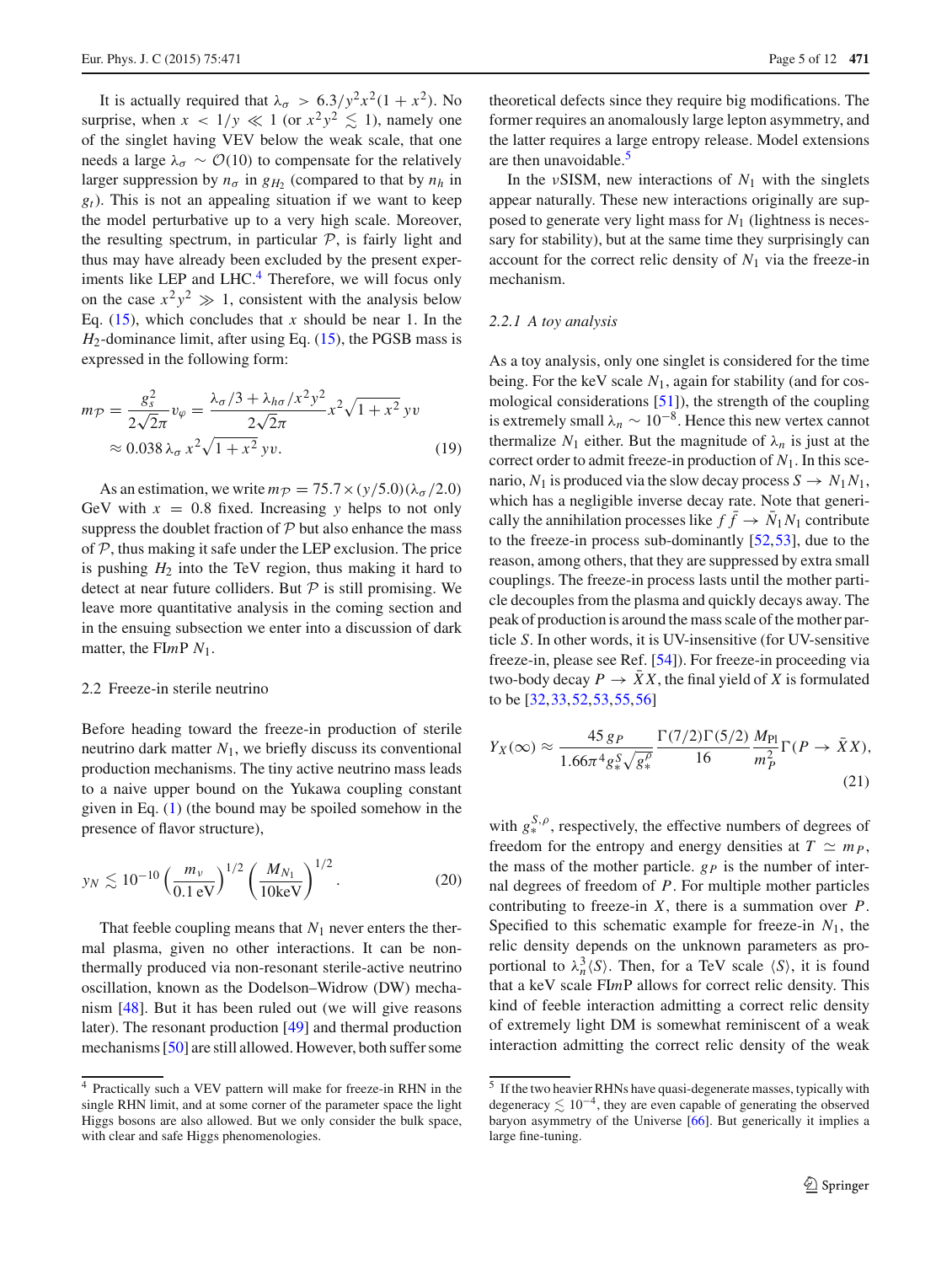It is actually required that $\lambda_\sigma > 6.3/y^2x^2(1+x^2)$. No surprise, when $x < 1/y \ll 1$ (or $x^2y^2 \lesssim 1$), namely one of the singlet having VEV below the weak scale, that one needs a large $\lambda_\sigma \sim \mathcal{O}(10)$ to compensate for the relatively larger suppression by $n_\sigma$ in $g_{H_2}$ (compared to that by $n_h$ in $g_t$). This is not an appealing situation if we want to keep the model perturbative up to a very high scale. Moreover, the resulting spectrum, in particular $\mathcal{P}$, is fairly light and thus may have already been excluded by the present experiments like LEP and LHC.[4] Therefore, we will focus only on the case $x^2y^2 \gg 1$, consistent with the analysis below Eq. (15), which concludes that $x$ should be near 1. In the $H_2$-dominance limit, after using Eq. (15), the PGSB mass is expressed in the following form:

$$m_{\mathcal{P}} = \frac{g_s^2}{2\sqrt{2}\pi} v_\varphi = \frac{\lambda_\sigma/3 + \lambda_{h\sigma}/x^2y^2}{2\sqrt{2}\pi} x^2\sqrt{1+x^2}\, yv \approx 0.038\,\lambda_\sigma\, x^2\sqrt{1+x^2}\, yv. \tag{19}$$

As an estimation, we write $m_{\mathcal{P}} = 75.7\times(y/5.0)(\lambda_\sigma/2.0)$ GeV with $x = 0.8$ fixed. Increasing $y$ helps to not only suppress the doublet fraction of $\mathcal{P}$ but also enhance the mass of $\mathcal{P}$, thus making it safe under the LEP exclusion. The price is pushing $H_2$ into the TeV region, thus making it hard to detect at near future colliders. But $\mathcal{P}$ is still promising. We leave more quantitative analysis in the coming section and in the ensuing subsection we enter into a discussion of dark matter, the FI*m*P $N_1$.

### 2.2 Freeze-in sterile neutrino

Before heading toward the freeze-in production of sterile neutrino dark matter $N_1$, we briefly discuss its conventional production mechanisms. The tiny active neutrino mass leads to a naive upper bound on the Yukawa coupling constant given in Eq. (1) (the bound may be spoiled somehow in the presence of flavor structure),

$$y_N \lesssim 10^{-10}\left(\frac{m_\nu}{0.1\,\mathrm{eV}}\right)^{1/2}\left(\frac{M_{N_1}}{10\mathrm{keV}}\right)^{1/2}. \tag{20}$$

That feeble coupling means that $N_1$ never enters the thermal plasma, given no other interactions. It can be nonthermally produced via non-resonant sterile-active neutrino oscillation, known as the Dodelson–Widrow (DW) mechanism [48]. But it has been ruled out (we will give reasons later). The resonant production [49] and thermal production mechanisms [50] are still allowed. However, both suffer some theoretical defects since they require big modifications. The former requires an anomalously large lepton asymmetry, and the latter requires a large entropy release. Model extensions are then unavoidable.[5]

In the $\nu$SISM, new interactions of $N_1$ with the singlets appear naturally. These new interactions originally are supposed to generate very light mass for $N_1$ (lightness is necessary for stability), but at the same time they surprisingly can account for the correct relic density of $N_1$ via the freeze-in mechanism.

#### 2.2.1 A toy analysis

As a toy analysis, only one singlet is considered for the time being. For the keV scale $N_1$, again for stability (and for cosmological considerations [51]), the strength of the coupling is extremely small $\lambda_n \sim 10^{-8}$. Hence this new vertex cannot thermalize $N_1$ either. But the magnitude of $\lambda_n$ is just at the correct order to admit freeze-in production of $N_1$. In this scenario, $N_1$ is produced via the slow decay process $S \to N_1 N_1$, which has a negligible inverse decay rate. Note that generically the annihilation processes like $f\bar{f} \to \bar{N}_1 N_1$ contribute to the freeze-in process sub-dominantly [52,53], due to the reason, among others, that they are suppressed by extra small couplings. The freeze-in process lasts until the mother particle decouples from the plasma and quickly decays away. The peak of production is around the mass scale of the mother particle $S$. In other words, it is UV-insensitive (for UV-sensitive freeze-in, please see Ref. [54]). For freeze-in proceeding via two-body decay $P \to \bar{X}X$, the final yield of $X$ is formulated to be [32,33,52,53,55,56]

$$Y_X(\infty) \approx \frac{45\, g_P}{1.66\pi^4 g_*^S\sqrt{g_*^\rho}} \frac{\Gamma(7/2)\Gamma(5/2)}{16} \frac{M_{\mathrm{Pl}}}{m_P^2}\Gamma(P \to \bar{X}X), \tag{21}$$

with $g_*^{S,\rho}$, respectively, the effective numbers of degrees of freedom for the entropy and energy densities at $T \simeq m_P$, the mass of the mother particle. $g_P$ is the number of internal degrees of freedom of $P$. For multiple mother particles contributing to freeze-in $X$, there is a summation over $P$. Specified to this schematic example for freeze-in $N_1$, the relic density depends on the unknown parameters as proportional to $\lambda_n^3\langle S\rangle$. Then, for a TeV scale $\langle S\rangle$, it is found that a keV scale FI*m*P allows for correct relic density. This kind of feeble interaction admitting a correct relic density of extremely light DM is somewhat reminiscent of a weak interaction admitting the correct relic density of the weak

---

[4] Practically such a VEV pattern will make for freeze-in RHN in the single RHN limit, and at some corner of the parameter space the light Higgs bosons are also allowed. But we only consider the bulk space, with clear and safe Higgs phenomenologies.

[5] If the two heavier RHNs have quasi-degenerate masses, typically with degeneracy $\lesssim 10^{-4}$, they are even capable of generating the observed baryon asymmetry of the Universe [66]. But generically it implies a large fine-tuning.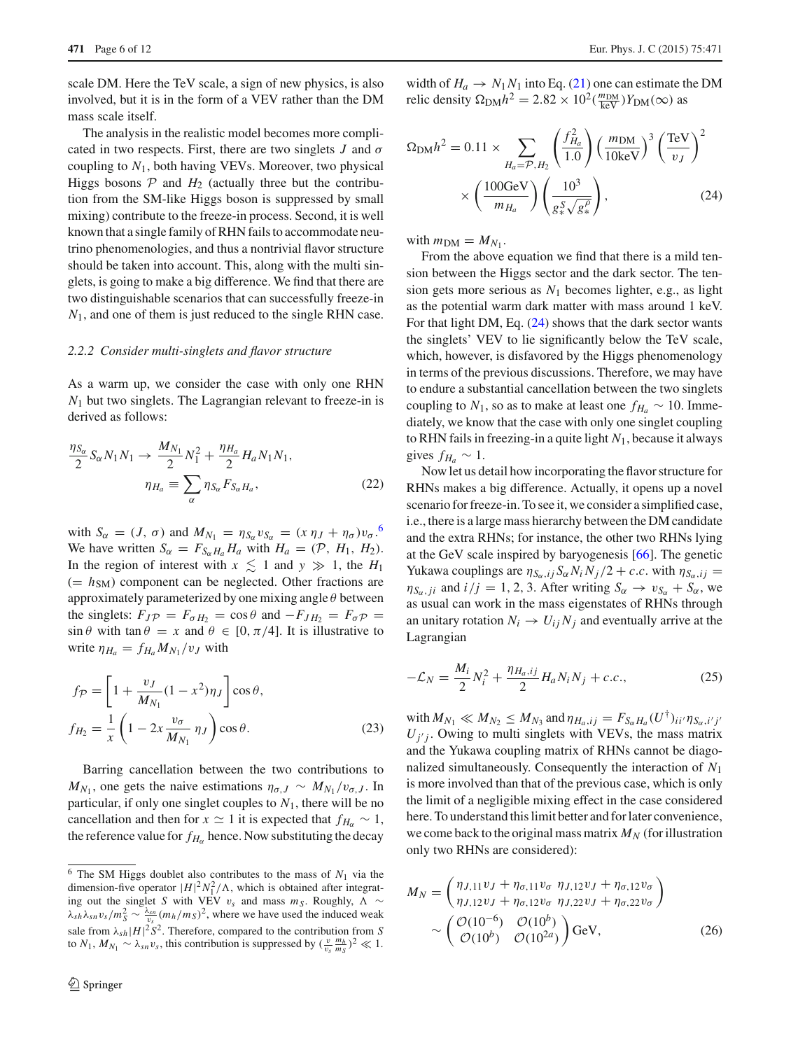scale DM. Here the TeV scale, a sign of new physics, is also involved, but it is in the form of a VEV rather than the DM mass scale itself.

The analysis in the realistic model becomes more complicated in two respects. First, there are two singlets $J$ and $\sigma$ coupling to $N_1$, both having VEVs. Moreover, two physical Higgs bosons $\mathcal{P}$ and $H_2$ (actually three but the contribution from the SM-like Higgs boson is suppressed by small mixing) contribute to the freeze-in process. Second, it is well known that a single family of RHN fails to accommodate neutrino phenomenologies, and thus a nontrivial flavor structure should be taken into account. This, along with the multi singlets, is going to make a big difference. We find that there are two distinguishable scenarios that can successfully freeze-in $N_1$, and one of them is just reduced to the single RHN case.

#### 2.2.2 Consider multi-singlets and flavor structure

As a warm up, we consider the case with only one RHN $N_1$ but two singlets. The Lagrangian relevant to freeze-in is derived as follows:

$$\frac{\eta_{S_\alpha}}{2} S_\alpha N_1 N_1 \to \frac{M_{N_1}}{2} N_1^2 + \frac{\eta_{H_a}}{2} H_a N_1 N_1, \qquad \eta_{H_a} \equiv \sum_\alpha \eta_{S_\alpha} F_{S_\alpha H_a}, \tag{22}$$

with $S_\alpha = (J, \sigma)$ and $M_{N_1} = \eta_{S_\alpha} v_{S_\alpha} = (x\,\eta_J + \eta_\sigma) v_\sigma$.[6] We have written $S_\alpha = F_{S_\alpha H_a} H_a$ with $H_a = (\mathcal{P}, H_1, H_2)$. In the region of interest with $x \lesssim 1$ and $y \gg 1$, the $H_1$ ($= h_{\rm SM}$) component can be neglected. Other fractions are approximately parameterized by one mixing angle $\theta$ between the singlets: $F_{J\mathcal{P}} = F_{\sigma H_2} = \cos\theta$ and $-F_{JH_2} = F_{\sigma\mathcal{P}} = \sin\theta$ with $\tan\theta = x$ and $\theta \in [0, \pi/4]$. It is illustrative to write $\eta_{H_a} = f_{H_a} M_{N_1}/v_J$ with

$$f_{\mathcal{P}} = \left[1 + \frac{v_J}{M_{N_1}}(1 - x^2)\eta_J\right]\cos\theta, \qquad f_{H_2} = \frac{1}{x}\left(1 - 2x\frac{v_\sigma}{M_{N_1}}\eta_J\right)\cos\theta. \tag{23}$$

Barring cancellation between the two contributions to $M_{N_1}$, one gets the naive estimations $\eta_{\sigma,J} \sim M_{N_1}/v_{\sigma,J}$. In particular, if only one singlet couples to $N_1$, there will be no cancellation and then for $x \simeq 1$ it is expected that $f_{H_\alpha} \sim 1$, the reference value for $f_{H_\alpha}$ hence. Now substituting the decay width of $H_a \to N_1 N_1$ into Eq. (21) one can estimate the DM relic density $\Omega_{\rm DM} h^2 = 2.82 \times 10^2 (\frac{m_{\rm DM}}{\rm keV}) Y_{\rm DM}(\infty)$ as

$$\Omega_{\rm DM} h^2 = 0.11 \times \sum_{H_a = \mathcal{P}, H_2} \left(\frac{f_{H_a}^2}{1.0}\right)\left(\frac{m_{\rm DM}}{10\,{\rm keV}}\right)^3 \left(\frac{\rm TeV}{v_J}\right)^2 \times \left(\frac{100\,{\rm GeV}}{m_{H_a}}\right)\left(\frac{10^3}{g_*^S \sqrt{g_*^\rho}}\right), \tag{24}$$

with $m_{\rm DM} = M_{N_1}$.

From the above equation we find that there is a mild tension between the Higgs sector and the dark sector. The tension gets more serious as $N_1$ becomes lighter, e.g., as light as the potential warm dark matter with mass around 1 keV. For that light DM, Eq. (24) shows that the dark sector wants the singlets' VEV to lie significantly below the TeV scale, which, however, is disfavored by the Higgs phenomenology in terms of the previous discussions. Therefore, we may have to endure a substantial cancellation between the two singlets coupling to $N_1$, so as to make at least one $f_{H_a} \sim 10$. Immediately, we know that the case with only one singlet coupling to RHN fails in freezing-in a quite light $N_1$, because it always gives $f_{H_a} \sim 1$.

Now let us detail how incorporating the flavor structure for RHNs makes a big difference. Actually, it opens up a novel scenario for freeze-in. To see it, we consider a simplified case, i.e., there is a large mass hierarchy between the DM candidate and the extra RHNs; for instance, the other two RHNs lying at the GeV scale inspired by baryogenesis [66]. The genetic Yukawa couplings are $\eta_{S_\alpha,ij} S_\alpha N_i N_j/2 + c.c.$ with $\eta_{S_\alpha,ij} = \eta_{S_\alpha,ji}$ and $i/j = 1, 2, 3$. After writing $S_\alpha \to v_{S_\alpha} + S_\alpha$, we as usual can work in the mass eigenstates of RHNs through an unitary rotation $N_i \to U_{ij} N_j$ and eventually arrive at the Lagrangian

$$-\mathcal{L}_N = \frac{M_i}{2} N_i^2 + \frac{\eta_{H_a,ij}}{2} H_a N_i N_j + c.c., \tag{25}$$

with $M_{N_1} \ll M_{N_2} \le M_{N_3}$ and $\eta_{H_a,ij} = F_{S_\alpha H_a} (U^\dagger)_{ii'} \eta_{S_\alpha, i'j'} U_{j'j}$. Owing to multi singlets with VEVs, the mass matrix and the Yukawa coupling matrix of RHNs cannot be diagonalized simultaneously. Consequently the interaction of $N_1$ is more involved than that of the previous case, which is only the limit of a negligible mixing effect in the case considered here. To understand this limit better and for later convenience, we come back to the original mass matrix $M_N$ (for illustration only two RHNs are considered):

$$M_N = \begin{pmatrix} \eta_{J,11} v_J + \eta_{\sigma,11} v_\sigma & \eta_{J,12} v_J + \eta_{\sigma,12} v_\sigma \\ \eta_{J,12} v_J + \eta_{\sigma,12} v_\sigma & \eta_{J,22} v_J + \eta_{\sigma,22} v_\sigma \end{pmatrix} \sim \begin{pmatrix} \mathcal{O}(10^{-6}) & \mathcal{O}(10^b) \\ \mathcal{O}(10^b) & \mathcal{O}(10^{2a}) \end{pmatrix} {\rm GeV}, \tag{26}$$

---

[6] The SM Higgs doublet also contributes to the mass of $N_1$ via the dimension-five operator $|H|^2 N_1^2/\Lambda$, which is obtained after integrating out the singlet $S$ with VEV $v_s$ and mass $m_S$. Roughly, $\Lambda \sim \lambda_{sh}\lambda_{sn} v_s/m_S^2 \sim \frac{\lambda_{sn}}{v_s}(m_h/m_S)^2$, where we have used the induced weak sale from $\lambda_{sh}|H|^2 S^2$. Therefore, compared to the contribution from $S$ to $N_1$, $M_{N_1} \sim \lambda_{sn} v_s$, this contribution is suppressed by $(\frac{v}{v_s}\frac{m_h}{m_S})^2 \ll 1$.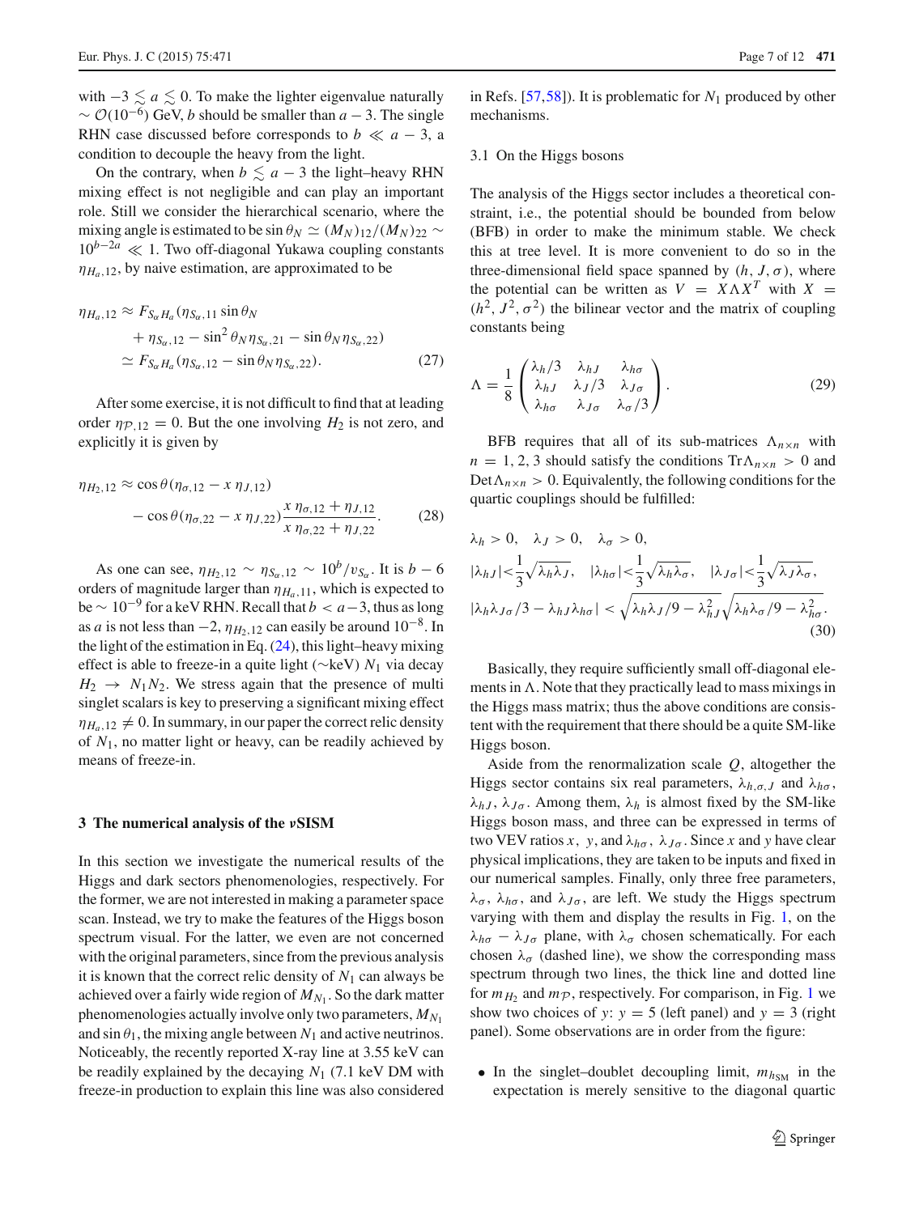with $-3 \lesssim a \lesssim 0$. To make the lighter eigenvalue naturally $\sim \mathcal{O}(10^{-6})$ GeV, $b$ should be smaller than $a-3$. The single RHN case discussed before corresponds to $b \ll a-3$, a condition to decouple the heavy from the light.

On the contrary, when $b \lesssim a-3$ the light–heavy RHN mixing effect is not negligible and can play an important role. Still we consider the hierarchical scenario, where the mixing angle is estimated to be $\sin\theta_N \simeq (M_N)_{12}/(M_N)_{22} \sim 10^{b-2a} \ll 1$. Two off-diagonal Yukawa coupling constants $\eta_{H_a,12}$, by naive estimation, are approximated to be

$$\begin{aligned}\eta_{H_a,12} &\approx F_{S_\alpha H_a}(\eta_{S_\alpha,11}\sin\theta_N \\ &\quad + \eta_{S_\alpha,12} - \sin^2\theta_N \eta_{S_\alpha,21} - \sin\theta_N \eta_{S_\alpha,22}) \\ &\simeq F_{S_\alpha H_a}(\eta_{S_\alpha,12} - \sin\theta_N \eta_{S_\alpha,22}). \end{aligned} \tag{27}$$

After some exercise, it is not difficult to find that at leading order $\eta_{\mathcal{P},12} = 0$. But the one involving $H_2$ is not zero, and explicitly it is given by

$$\begin{aligned}\eta_{H_2,12} &\approx \cos\theta(\eta_{\sigma,12} - x\,\eta_{J,12}) \\ &\quad - \cos\theta(\eta_{\sigma,22} - x\,\eta_{J,22})\frac{x\,\eta_{\sigma,12} + \eta_{J,12}}{x\,\eta_{\sigma,22} + \eta_{J,22}}. \end{aligned} \tag{28}$$

As one can see, $\eta_{H_2,12} \sim \eta_{S_\alpha,12} \sim 10^b/v_{S_\alpha}$. It is $b-6$ orders of magnitude larger than $\eta_{H_a,11}$, which is expected to be $\sim 10^{-9}$ for a keV RHN. Recall that $b < a-3$, thus as long as $a$ is not less than $-2$, $\eta_{H_2,12}$ can easily be around $10^{-8}$. In the light of the estimation in Eq. (24), this light–heavy mixing effect is able to freeze-in a quite light ($\sim$keV) $N_1$ via decay $H_2 \to N_1 N_2$. We stress again that the presence of multi singlet scalars is key to preserving a significant mixing effect $\eta_{H_a,12} \neq 0$. In summary, in our paper the correct relic density of $N_1$, no matter light or heavy, can be readily achieved by means of freeze-in.

## 3 The numerical analysis of the $\nu$SISM

In this section we investigate the numerical results of the Higgs and dark sectors phenomenologies, respectively. For the former, we are not interested in making a parameter space scan. Instead, we try to make the features of the Higgs boson spectrum visual. For the latter, we even are not concerned with the original parameters, since from the previous analysis it is known that the correct relic density of $N_1$ can always be achieved over a fairly wide region of $M_{N_1}$. So the dark matter phenomenologies actually involve only two parameters, $M_{N_1}$ and $\sin\theta_1$, the mixing angle between $N_1$ and active neutrinos. Noticeably, the recently reported X-ray line at 3.55 keV can be readily explained by the decaying $N_1$ (7.1 keV DM with freeze-in production to explain this line was also considered in Refs. [57,58]). It is problematic for $N_1$ produced by other mechanisms.

### 3.1 On the Higgs bosons

The analysis of the Higgs sector includes a theoretical constraint, i.e., the potential should be bounded from below (BFB) in order to make the minimum stable. We check this at tree level. It is more convenient to do so in the three-dimensional field space spanned by $(h, J, \sigma)$, where the potential can be written as $V = X\Lambda X^T$ with $X = (h^2, J^2, \sigma^2)$ the bilinear vector and the matrix of coupling constants being

$$\Lambda = \frac{1}{8}\begin{pmatrix} \lambda_h/3 & \lambda_{hJ} & \lambda_{h\sigma} \\ \lambda_{hJ} & \lambda_J/3 & \lambda_{J\sigma} \\ \lambda_{h\sigma} & \lambda_{J\sigma} & \lambda_\sigma/3 \end{pmatrix}. \tag{29}$$

BFB requires that all of its sub-matrices $\Lambda_{n\times n}$ with $n = 1, 2, 3$ should satisfy the conditions $\mathrm{Tr}\Lambda_{n\times n} > 0$ and $\mathrm{Det}\Lambda_{n\times n} > 0$. Equivalently, the following conditions for the quartic couplings should be fulfilled:

$$\begin{aligned}&\lambda_h > 0, \quad \lambda_J > 0, \quad \lambda_\sigma > 0, \\ &|\lambda_{hJ}| < \frac{1}{3}\sqrt{\lambda_h\lambda_J}, \quad |\lambda_{h\sigma}| < \frac{1}{3}\sqrt{\lambda_h\lambda_\sigma}, \quad |\lambda_{J\sigma}| < \frac{1}{3}\sqrt{\lambda_J\lambda_\sigma}, \\ &|\lambda_h\lambda_{J\sigma}/3 - \lambda_{hJ}\lambda_{h\sigma}| < \sqrt{\lambda_h\lambda_J/9 - \lambda_{hJ}^2}\sqrt{\lambda_h\lambda_\sigma/9 - \lambda_{h\sigma}^2}. \end{aligned} \tag{30}$$

Basically, they require sufficiently small off-diagonal elements in $\Lambda$. Note that they practically lead to mass mixings in the Higgs mass matrix; thus the above conditions are consistent with the requirement that there should be a quite SM-like Higgs boson.

Aside from the renormalization scale $Q$, altogether the Higgs sector contains six real parameters, $\lambda_{h,\sigma,J}$ and $\lambda_{h\sigma}$, $\lambda_{hJ}$, $\lambda_{J\sigma}$. Among them, $\lambda_h$ is almost fixed by the SM-like Higgs boson mass, and three can be expressed in terms of two VEV ratios $x$, $y$, and $\lambda_{h\sigma}$, $\lambda_{J\sigma}$. Since $x$ and $y$ have clear physical implications, they are taken to be inputs and fixed in our numerical samples. Finally, only three free parameters, $\lambda_\sigma$, $\lambda_{h\sigma}$, and $\lambda_{J\sigma}$, are left. We study the Higgs spectrum varying with them and display the results in Fig. 1, on the $\lambda_{h\sigma} - \lambda_{J\sigma}$ plane, with $\lambda_\sigma$ chosen schematically. For each chosen $\lambda_\sigma$ (dashed line), we show the corresponding mass spectrum through two lines, the thick line and dotted line for $m_{H_2}$ and $m_{\mathcal{P}}$, respectively. For comparison, in Fig. 1 we show two choices of $y$: $y = 5$ (left panel) and $y = 3$ (right panel). Some observations are in order from the figure:

- In the singlet–doublet decoupling limit, $m_{h_{\rm SM}}$ in the expectation is merely sensitive to the diagonal quartic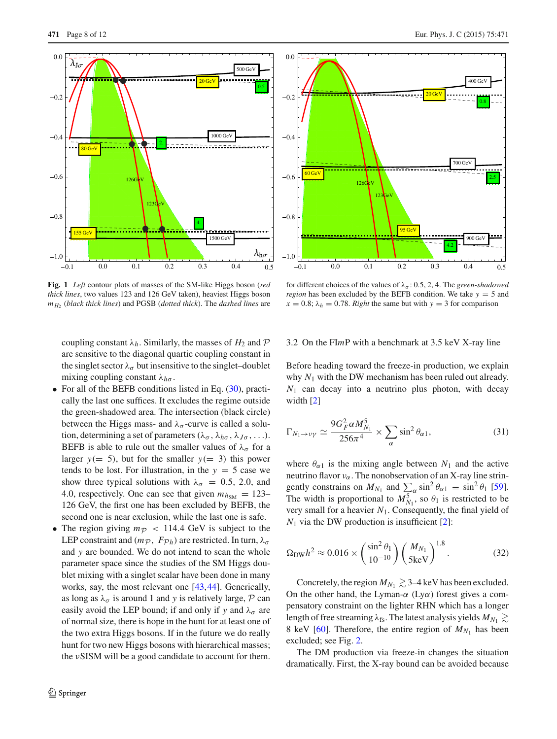**Fig. 1** *Left* contour plots of masses of the SM-like Higgs boson (*red thick lines*, two values 123 and 126 GeV taken), heaviest Higgs boson $m_{H_2}$ (*black thick lines*) and PGSB (*dotted thick*). The *dashed lines* are for different choices of the values of $\lambda_\sigma$: 0.5, 2, 4. The *green-shadowed region* has been excluded by the BEFB condition. We take $y = 5$ and $x = 0.8$; $\lambda_h = 0.78$. *Right* the same but with $y = 3$ for comparison

coupling constant $\lambda_h$. Similarly, the masses of $H_2$ and $\mathcal{P}$ are sensitive to the diagonal quartic coupling constant in the singlet sector $\lambda_\sigma$ but insensitive to the singlet–doublet mixing coupling constant $\lambda_{h\sigma}$.

- For all of the BEFB conditions listed in Eq. (30), practically the last one suffices. It excludes the regime outside the green-shadowed area. The intersection (black circle) between the Higgs mass- and $\lambda_\sigma$-curve is called a solution, determining a set of parameters $(\lambda_\sigma, \lambda_{h\sigma}, \lambda_{J\sigma}, \ldots)$. BEFB is able to rule out the smaller values of $\lambda_\sigma$ for a larger $y(= 5)$, but for the smaller $y(= 3)$ this power tends to be lost. For illustration, in the $y = 5$ case we show three typical solutions with $\lambda_\sigma = 0.5$, 2.0, and 4.0, respectively. One can see that given $m_{h_{\rm SM}} = 123$–126 GeV, the first one has been excluded by BEFB, the second one is near exclusion, while the last one is safe.
- The region giving $m_{\mathcal{P}} < 114.4$ GeV is subject to the LEP constraint and $(m_{\mathcal{P}}, F_{\mathcal{P}h})$ are restricted. In turn, $\lambda_\sigma$ and $y$ are bounded. We do not intend to scan the whole parameter space since the studies of the SM Higgs doublet mixing with a singlet scalar have been done in many works, say, the most relevant one [43,44]. Generically, as long as $\lambda_\sigma$ is around 1 and $y$ is relatively large, $\mathcal{P}$ can easily avoid the LEP bound; if and only if $y$ and $\lambda_\sigma$ are of normal size, there is hope in the hunt for at least one of the two extra Higgs bosons. If in the future we do really hunt for two new Higgs bosons with hierarchical masses; the $\nu$SISM will be a good candidate to account for them.

### 3.2 On the FI$m$P with a benchmark at 3.5 keV X-ray line

Before heading toward the freeze-in production, we explain why $N_1$ with the DW mechanism has been ruled out already. $N_1$ can decay into a neutrino plus photon, with decay width [2]

$$\Gamma_{N_1\to\nu\gamma} \simeq \frac{9G_F^2\alpha M_{N_1}^5}{256\pi^4} \times \sum_\alpha \sin^2\theta_{\alpha 1}, \tag{31}$$

where $\theta_{\alpha 1}$ is the mixing angle between $N_1$ and the active neutrino flavor $\nu_\alpha$. The nonobservation of an X-ray line stringently constrains on $M_{N_1}$ and $\sum_\alpha \sin^2\theta_{\alpha 1} \equiv \sin^2\theta_1$ [59]. The width is proportional to $M_{N_1}^5$, so $\theta_1$ is restricted to be very small for a heavier $N_1$. Consequently, the final yield of $N_1$ via the DW production is insufficient [2]:

$$\Omega_{\rm DW}h^2 \approx 0.016 \times \left(\frac{\sin^2\theta_1}{10^{-10}}\right)\left(\frac{M_{N_1}}{5\text{keV}}\right)^{1.8}. \tag{32}$$

Concretely, the region $M_{N_1} \gtrsim 3$–4 keV has been excluded. On the other hand, the Lyman-$\alpha$ (Ly$\alpha$) forest gives a compensatory constraint on the lighter RHN which has a longer length of free streaming $\lambda_{\rm fs}$. The latest analysis yields $M_{N_1} \gtrsim 8$ keV [60]. Therefore, the entire region of $M_{N_1}$ has been excluded; see Fig. 2.

The DM production via freeze-in changes the situation dramatically. First, the X-ray bound can be avoided because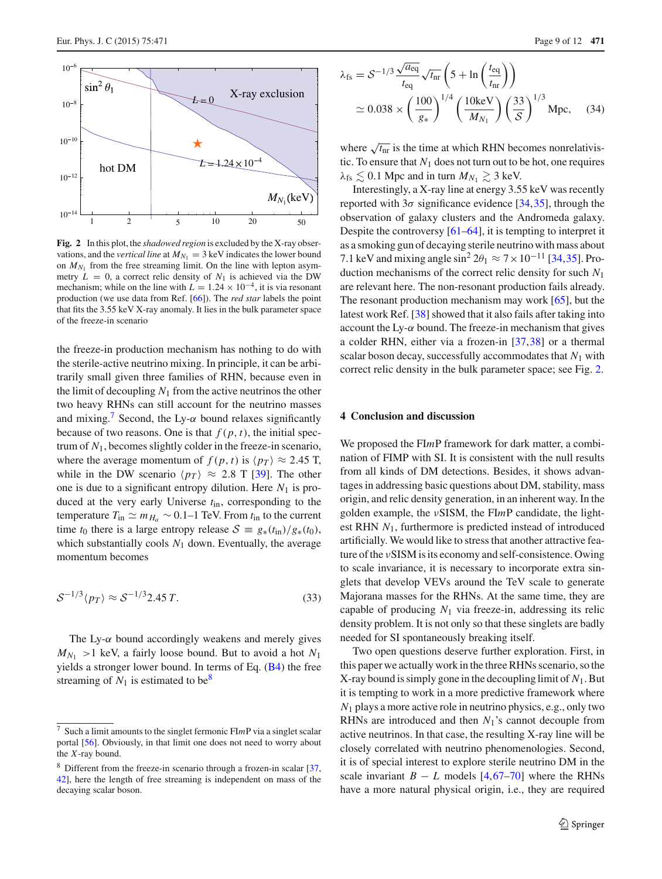Fig. 2 In this plot, the *shadowed region* is excluded by the X-ray observations, and the *vertical line* at $M_{N_1} = 3$ keV indicates the lower bound on $M_{N_1}$ from the free streaming limit. On the line with lepton asymmetry $L = 0$, a correct relic density of $N_1$ is achieved via the DW mechanism; while on the line with $L = 1.24 \times 10^{-4}$, it is via resonant production (we use data from Ref. [66]). The *red star* labels the point that fits the 3.55 keV X-ray anomaly. It lies in the bulk parameter space of the freeze-in scenario

the freeze-in production mechanism has nothing to do with the sterile-active neutrino mixing. In principle, it can be arbitrarily small given three families of RHN, because even in the limit of decoupling $N_1$ from the active neutrinos the other two heavy RHNs can still account for the neutrino masses and mixing.[7] Second, the Ly-$\alpha$ bound relaxes significantly because of two reasons. One is that $f(p, t)$, the initial spectrum of $N_1$, becomes slightly colder in the freeze-in scenario, where the average momentum of $f(p, t)$ is $\langle p_T \rangle \approx 2.45$ T, while in the DW scenario $\langle p_T \rangle \approx 2.8$ T [39]. The other one is due to a significant entropy dilution. Here $N_1$ is produced at the very early Universe $t_{\text{in}}$, corresponding to the temperature $T_{\text{in}} \simeq m_{H_a} \sim 0.1$–$1$ TeV. From $t_{\text{in}}$ to the current time $t_0$ there is a large entropy release $\mathcal{S} \equiv g_*(t_{\text{in}})/g_*(t_0)$, which substantially cools $N_1$ down. Eventually, the average momentum becomes

$$
\mathcal{S}^{-1/3} \langle p_T \rangle \approx \mathcal{S}^{-1/3} 2.45\, T. \tag{33}
$$

The Ly-$\alpha$ bound accordingly weakens and merely gives $M_{N_1} > 1$ keV, a fairly loose bound. But to avoid a hot $N_1$ yields a stronger lower bound. In terms of Eq. (B4) the free streaming of $N_1$ is estimated to be[8]

$$
\begin{aligned}
\lambda_{\text{fs}} &= \mathcal{S}^{-1/3} \frac{\sqrt{a_{\text{eq}}}}{t_{\text{eq}}} \sqrt{t_{\text{nr}}} \left(5 + \ln\left(\frac{t_{\text{eq}}}{t_{\text{nr}}}\right)\right) \\
&\simeq 0.038 \times \left(\frac{100}{g_*}\right)^{1/4} \left(\frac{10\text{keV}}{M_{N_1}}\right) \left(\frac{33}{\mathcal{S}}\right)^{1/3} \text{Mpc}, 
\end{aligned}
\tag{34}
$$

where $\sqrt{t_{\text{nr}}}$ is the time at which RHN becomes nonrelativistic. To ensure that $N_1$ does not turn out to be hot, one requires $\lambda_{\text{fs}} \lesssim 0.1$ Mpc and in turn $M_{N_1} \gtrsim 3$ keV.

Interestingly, a X-ray line at energy 3.55 keV was recently reported with $3\sigma$ significance evidence [34,35], through the observation of galaxy clusters and the Andromeda galaxy. Despite the controversy [61–64], it is tempting to interpret it as a smoking gun of decaying sterile neutrino with mass about 7.1 keV and mixing angle $\sin^2 2\theta_1 \approx 7 \times 10^{-11}$ [34,35]. Production mechanisms of the correct relic density for such $N_1$ are relevant here. The non-resonant production fails already. The resonant production mechanism may work [65], but the latest work Ref. [38] showed that it also fails after taking into account the Ly-$\alpha$ bound. The freeze-in mechanism that gives a colder RHN, either via a frozen-in [37,38] or a thermal scalar boson decay, successfully accommodates that $N_1$ with correct relic density in the bulk parameter space; see Fig. 2.

## 4 Conclusion and discussion

We proposed the FI*m*P framework for dark matter, a combination of FIMP with SI. It is consistent with the null results from all kinds of DM detections. Besides, it shows advantages in addressing basic questions about DM, stability, mass origin, and relic density generation, in an inherent way. In the golden example, the $\nu$SISM, the FI*m*P candidate, the lightest RHN $N_1$, furthermore is predicted instead of introduced artificially. We would like to stress that another attractive feature of the $\nu$SISM is its economy and self-consistence. Owing to scale invariance, it is necessary to incorporate extra singlets that develop VEVs around the TeV scale to generate Majorana masses for the RHNs. At the same time, they are capable of producing $N_1$ via freeze-in, addressing its relic density problem. It is not only so that these singlets are badly needed for SI spontaneously breaking itself.

Two open questions deserve further exploration. First, in this paper we actually work in the three RHNs scenario, so the X-ray bound is simply gone in the decoupling limit of $N_1$. But it is tempting to work in a more predictive framework where $N_1$ plays a more active role in neutrino physics, e.g., only two RHNs are introduced and then $N_1$'s cannot decouple from active neutrinos. In that case, the resulting X-ray line will be closely correlated with neutrino phenomenologies. Second, it is of special interest to explore sterile neutrino DM in the scale invariant $B - L$ models [4,67–70] where the RHNs have a more natural physical origin, i.e., they are required

---

[7] Such a limit amounts to the singlet fermonic FI*m*P via a singlet scalar portal [56]. Obviously, in that limit one does not need to worry about the *X*-ray bound.

[8] Different from the freeze-in scenario through a frozen-in scalar [37, 42], here the length of free streaming is independent on mass of the decaying scalar boson.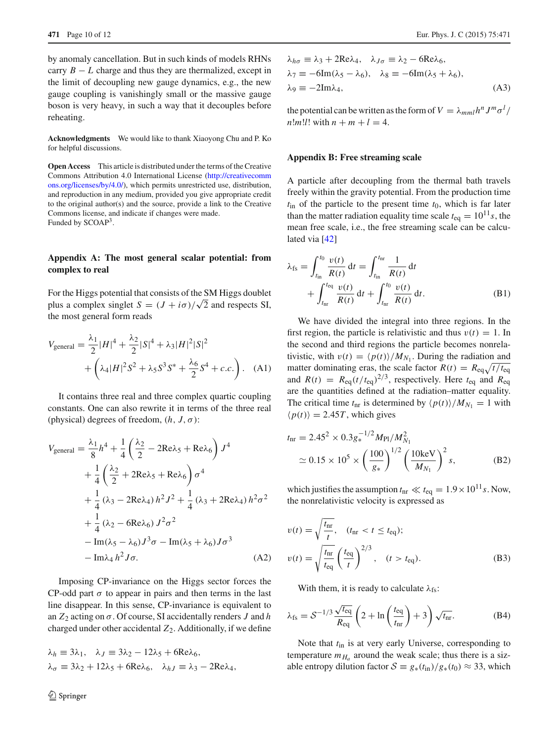by anomaly cancellation. But in such kinds of models RHNs carry $B-L$ charge and thus they are thermalized, except in the limit of decoupling new gauge dynamics, e.g., the new gauge coupling is vanishingly small or the massive gauge boson is very heavy, in such a way that it decouples before reheating.

**Acknowledgments** We would like to thank Xiaoyong Chu and P. Ko for helpful discussions.

**Open Access** This article is distributed under the terms of the Creative Commons Attribution 4.0 International License (http://creativecommons.org/licenses/by/4.0/), which permits unrestricted use, distribution, and reproduction in any medium, provided you give appropriate credit to the original author(s) and the source, provide a link to the Creative Commons license, and indicate if changes were made.
Funded by SCOAP[3].

## Appendix A: The most general scalar potential: from complex to real

For the Higgs potential that consists of the SM Higgs doublet plus a complex singlet $S=(J+i\sigma)/\sqrt{2}$ and respects SI, the most general form reads

$$V_{\rm general}=\frac{\lambda_1}{2}|H|^4+\frac{\lambda_2}{2}|S|^4+\lambda_3|H|^2|S|^2+\left(\lambda_4|H|^2S^2+\lambda_5S^3S^*+\frac{\lambda_6}{2}S^4+c.c.\right). \quad (A1)$$

It contains three real and three complex quartic coupling constants. One can also rewrite it in terms of the three real (physical) degrees of freedom, $(h, J, \sigma)$:

$$\begin{aligned}V_{\rm general}=&\frac{\lambda_1}{8}h^4+\frac{1}{4}\left(\frac{\lambda_2}{2}-2{\rm Re}\lambda_5+{\rm Re}\lambda_6\right)J^4\\&+\frac{1}{4}\left(\frac{\lambda_2}{2}+2{\rm Re}\lambda_5+{\rm Re}\lambda_6\right)\sigma^4\\&+\frac{1}{4}\left(\lambda_3-2{\rm Re}\lambda_4\right)h^2J^2+\frac{1}{4}\left(\lambda_3+2{\rm Re}\lambda_4\right)h^2\sigma^2\\&+\frac{1}{4}\left(\lambda_2-6{\rm Re}\lambda_6\right)J^2\sigma^2\\&-{\rm Im}(\lambda_5-\lambda_6)J^3\sigma-{\rm Im}(\lambda_5+\lambda_6)J\sigma^3\\&-{\rm Im}\lambda_4\,h^2J\sigma.\end{aligned} \quad (A2)$$

Imposing CP-invariance on the Higgs sector forces the CP-odd part $\sigma$ to appear in pairs and then terms in the last line disappear. In this sense, CP-invariance is equivalent to an $Z_2$ acting on $\sigma$. Of course, SI accidentally renders $J$ and $h$ charged under other accidental $Z_2$. Additionally, if we define

$$\begin{aligned}&\lambda_h\equiv3\lambda_1,\quad \lambda_J\equiv3\lambda_2-12\lambda_5+6{\rm Re}\lambda_6,\\&\lambda_\sigma\equiv3\lambda_2+12\lambda_5+6{\rm Re}\lambda_6,\quad \lambda_{hJ}\equiv\lambda_3-2{\rm Re}\lambda_4,\\&\lambda_{h\sigma}\equiv\lambda_3+2{\rm Re}\lambda_4,\quad \lambda_{J\sigma}\equiv\lambda_2-6{\rm Re}\lambda_6,\\&\lambda_7\equiv-6{\rm Im}(\lambda_5-\lambda_6),\quad \lambda_8\equiv-6{\rm Im}(\lambda_5+\lambda_6),\\&\lambda_9\equiv-2{\rm Im}\lambda_4,\end{aligned} \quad (A3)$$

the potential can be written as the form of $V=\lambda_{mml}h^nJ^m\sigma^l/n!m!l!$ with $n+m+l=4$.

## Appendix B: Free streaming scale

A particle after decoupling from the thermal bath travels freely within the gravity potential. From the production time $t_{\rm in}$ of the particle to the present time $t_0$, which is far later than the matter radiation equality time scale $t_{\rm eq}=10^{11}s$, the mean free scale, i.e., the free streaming scale can be calculated via [42]

$$\lambda_{\rm fs}=\int_{t_{\rm in}}^{t_0}\frac{v(t)}{R(t)}{\rm d}t=\int_{t_{\rm in}}^{t_{\rm nr}}\frac{1}{R(t)}{\rm d}t+\int_{t_{\rm nr}}^{t_{\rm eq}}\frac{v(t)}{R(t)}{\rm d}t+\int_{t_{\rm nr}}^{t_0}\frac{v(t)}{R(t)}{\rm d}t. \quad (B1)$$

We have divided the integral into three regions. In the first region, the particle is relativistic and thus $v(t)=1$. In the second and third regions the particle becomes nonrelativistic, with $v(t)=\langle p(t)\rangle/M_{N_1}$. During the radiation and matter dominating eras, the scale factor $R(t)=R_{\rm eq}\sqrt{t/t_{\rm eq}}$ and $R(t)=R_{\rm eq}(t/t_{\rm eq})^{2/3}$, respectively. Here $t_{\rm eq}$ and $R_{\rm eq}$ are the quantities defined at the radiation–matter equality. The critical time $t_{\rm nr}$ is determined by $\langle p(t)\rangle/M_{N_1}=1$ with $\langle p(t)\rangle=2.45T$, which gives

$$t_{\rm nr}=2.45^2\times0.3g_*^{-1/2}M_{\rm Pl}/M_{N_1}^2\simeq0.15\times10^5\times\left(\frac{100}{g_*}\right)^{1/2}\left(\frac{10{\rm keV}}{M_{N_1}}\right)^2s, \quad (B2)$$

which justifies the assumption $t_{\rm nr}\ll t_{\rm eq}=1.9\times10^{11}s$. Now, the nonrelativistic velocity is expressed as

$$\begin{aligned}&v(t)=\sqrt{\frac{t_{\rm nr}}{t}},\quad (t_{\rm nr}<t\le t_{\rm eq});\\&v(t)=\sqrt{\frac{t_{\rm nr}}{t_{\rm eq}}}\left(\frac{t_{\rm eq}}{t}\right)^{2/3},\quad (t>t_{\rm eq}).\end{aligned} \quad (B3)$$

With them, it is ready to calculate $\lambda_{\rm fs}$:

$$\lambda_{\rm fs}=\mathcal{S}^{-1/3}\frac{\sqrt{t_{\rm eq}}}{R_{\rm eq}}\left(2+\ln\left(\frac{t_{\rm eq}}{t_{\rm nr}}\right)+3\right)\sqrt{t_{\rm nr}}. \quad (B4)$$

Note that $t_{\rm in}$ is at very early Universe, corresponding to temperature $m_{H_a}$ around the weak scale; thus there is a sizable entropy dilution factor $\mathcal{S}\equiv g_*(t_{\rm in})/g_*(t_0)\approx33$, which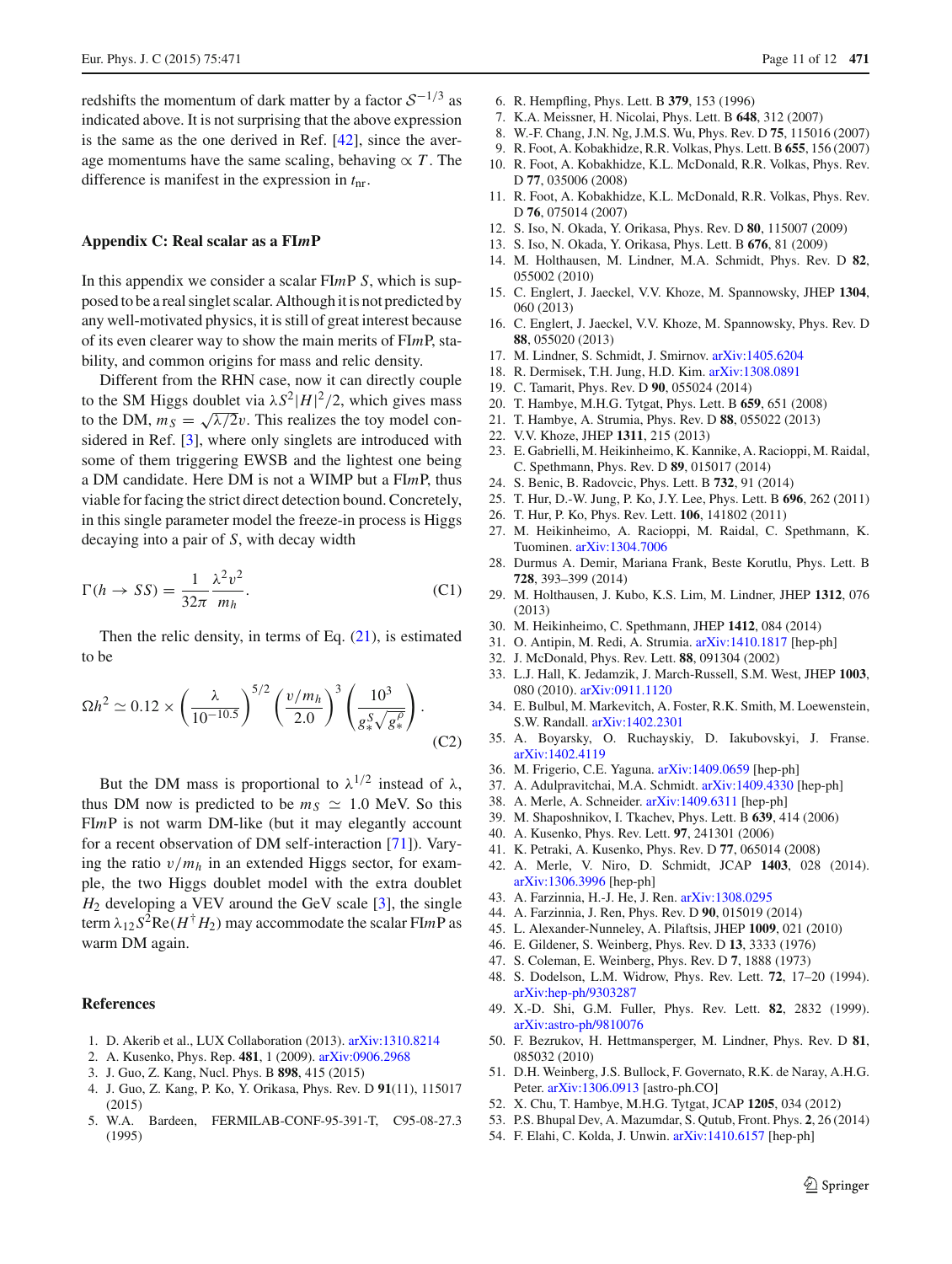redshifts the momentum of dark matter by a factor $\mathcal{S}^{-1/3}$ as indicated above. It is not surprising that the above expression is the same as the one derived in Ref. [42], since the average momentums have the same scaling, behaving $\propto T$. The difference is manifest in the expression in $t_{\rm nr}$.

## Appendix C: Real scalar as a FI*m*P

In this appendix we consider a scalar FI*m*P $S$, which is supposed to be a real singlet scalar. Although it is not predicted by any well-motivated physics, it is still of great interest because of its even clearer way to show the main merits of FI*m*P, stability, and common origins for mass and relic density.

Different from the RHN case, now it can directly couple to the SM Higgs doublet via $\lambda S^2|H|^2/2$, which gives mass to the DM, $m_S = \sqrt{\lambda/2}v$. This realizes the toy model considered in Ref. [3], where only singlets are introduced with some of them triggering EWSB and the lightest one being a DM candidate. Here DM is not a WIMP but a FI*m*P, thus viable for facing the strict direct detection bound. Concretely, in this single parameter model the freeze-in process is Higgs decaying into a pair of $S$, with decay width

$$\Gamma(h \to SS) = \frac{1}{32\pi}\frac{\lambda^2 v^2}{m_h}. \tag{C1}$$

Then the relic density, in terms of Eq. (21), is estimated to be

$$\Omega h^2 \simeq 0.12 \times \left(\frac{\lambda}{10^{-10.5}}\right)^{5/2}\left(\frac{v/m_h}{2.0}\right)^3\left(\frac{10^3}{g_*^S\sqrt{g_*^\rho}}\right). \tag{C2}$$

But the DM mass is proportional to $\lambda^{1/2}$ instead of $\lambda$, thus DM now is predicted to be $m_S \simeq 1.0$ MeV. So this FI*m*P is not warm DM-like (but it may elegantly account for a recent observation of DM self-interaction [71]). Varying the ratio $v/m_h$ in an extended Higgs sector, for example, the two Higgs doublet model with the extra doublet $H_2$ developing a VEV around the GeV scale [3], the single term $\lambda_{12}S^2{\rm Re}(H^\dagger H_2)$ may accommodate the scalar FI*m*P as warm DM again.

## References

1. D. Akerib et al., LUX Collaboration (2013). arXiv:1310.8214
2. A. Kusenko, Phys. Rep. **481**, 1 (2009). arXiv:0906.2968
3. J. Guo, Z. Kang, Nucl. Phys. B **898**, 415 (2015)
4. J. Guo, Z. Kang, P. Ko, Y. Orikasa, Phys. Rev. D **91**(11), 115017 (2015)
5. W.A. Bardeen, FERMILAB-CONF-95-391-T, C95-08-27.3 (1995)
6. R. Hempfling, Phys. Lett. B **379**, 153 (1996)
7. K.A. Meissner, H. Nicolai, Phys. Lett. B **648**, 312 (2007)
8. W.-F. Chang, J.N. Ng, J.M.S. Wu, Phys. Rev. D **75**, 115016 (2007)
9. R. Foot, A. Kobakhidze, R.R. Volkas, Phys. Lett. B **655**, 156 (2007)
10. R. Foot, A. Kobakhidze, K.L. McDonald, R.R. Volkas, Phys. Rev. D **77**, 035006 (2008)
11. R. Foot, A. Kobakhidze, K.L. McDonald, R.R. Volkas, Phys. Rev. D **76**, 075014 (2007)
12. S. Iso, N. Okada, Y. Orikasa, Phys. Rev. D **80**, 115007 (2009)
13. S. Iso, N. Okada, Y. Orikasa, Phys. Lett. B **676**, 81 (2009)
14. M. Holthausen, M. Lindner, M.A. Schmidt, Phys. Rev. D **82**, 055002 (2010)
15. C. Englert, J. Jaeckel, V.V. Khoze, M. Spannowsky, JHEP **1304**, 060 (2013)
16. C. Englert, J. Jaeckel, V.V. Khoze, M. Spannowsky, Phys. Rev. D **88**, 055020 (2013)
17. M. Lindner, S. Schmidt, J. Smirnov. arXiv:1405.6204
18. R. Dermisek, T.H. Jung, H.D. Kim. arXiv:1308.0891
19. C. Tamarit, Phys. Rev. D **90**, 055024 (2014)
20. T. Hambye, M.H.G. Tytgat, Phys. Lett. B **659**, 651 (2008)
21. T. Hambye, A. Strumia, Phys. Rev. D **88**, 055022 (2013)
22. V.V. Khoze, JHEP **1311**, 215 (2013)
23. E. Gabrielli, M. Heikinheimo, K. Kannike, A. Racioppi, M. Raidal, C. Spethmann, Phys. Rev. D **89**, 015017 (2014)
24. S. Benic, B. Radovcic, Phys. Lett. B **732**, 91 (2014)
25. T. Hur, D.-W. Jung, P. Ko, J.Y. Lee, Phys. Lett. B **696**, 262 (2011)
26. T. Hur, P. Ko, Phys. Rev. Lett. **106**, 141802 (2011)
27. M. Heikinheimo, A. Racioppi, M. Raidal, C. Spethmann, K. Tuominen. arXiv:1304.7006
28. Durmus A. Demir, Mariana Frank, Beste Korutlu, Phys. Lett. B **728**, 393–399 (2014)
29. M. Holthausen, J. Kubo, K.S. Lim, M. Lindner, JHEP **1312**, 076 (2013)
30. M. Heikinheimo, C. Spethmann, JHEP **1412**, 084 (2014)
31. O. Antipin, M. Redi, A. Strumia. arXiv:1410.1817 [hep-ph]
32. J. McDonald, Phys. Rev. Lett. **88**, 091304 (2002)
33. L.J. Hall, K. Jedamzik, J. March-Russell, S.M. West, JHEP **1003**, 080 (2010). arXiv:0911.1120
34. E. Bulbul, M. Markevitch, A. Foster, R.K. Smith, M. Loewenstein, S.W. Randall. arXiv:1402.2301
35. A. Boyarsky, O. Ruchayskiy, D. Iakubovskyi, J. Franse. arXiv:1402.4119
36. M. Frigerio, C.E. Yaguna. arXiv:1409.0659 [hep-ph]
37. A. Adulpravitchai, M.A. Schmidt. arXiv:1409.4330 [hep-ph]
38. A. Merle, A. Schneider. arXiv:1409.6311 [hep-ph]
39. M. Shaposhnikov, I. Tkachev, Phys. Lett. B **639**, 414 (2006)
40. A. Kusenko, Phys. Rev. Lett. **97**, 241301 (2006)
41. K. Petraki, A. Kusenko, Phys. Rev. D **77**, 065014 (2008)
42. A. Merle, V. Niro, D. Schmidt, JCAP **1403**, 028 (2014). arXiv:1306.3996 [hep-ph]
43. A. Farzinnia, H.-J. He, J. Ren. arXiv:1308.0295
44. A. Farzinnia, J. Ren, Phys. Rev. D **90**, 015019 (2014)
45. L. Alexander-Nunneley, A. Pilaftsis, JHEP **1009**, 021 (2010)
46. E. Gildener, S. Weinberg, Phys. Rev. D **13**, 3333 (1976)
47. S. Coleman, E. Weinberg, Phys. Rev. D **7**, 1888 (1973)
48. S. Dodelson, L.M. Widrow, Phys. Rev. Lett. **72**, 17–20 (1994). arXiv:hep-ph/9303287
49. X.-D. Shi, G.M. Fuller, Phys. Rev. Lett. **82**, 2832 (1999). arXiv:astro-ph/9810076
50. F. Bezrukov, H. Hettmansperger, M. Lindner, Phys. Rev. D **81**, 085032 (2010)
51. D.H. Weinberg, J.S. Bullock, F. Governato, R.K. de Naray, A.H.G. Peter. arXiv:1306.0913 [astro-ph.CO]
52. X. Chu, T. Hambye, M.H.G. Tytgat, JCAP **1205**, 034 (2012)
53. P.S. Bhupal Dev, A. Mazumdar, S. Qutub, Front. Phys. **2**, 26 (2014)
54. F. Elahi, C. Kolda, J. Unwin. arXiv:1410.6157 [hep-ph]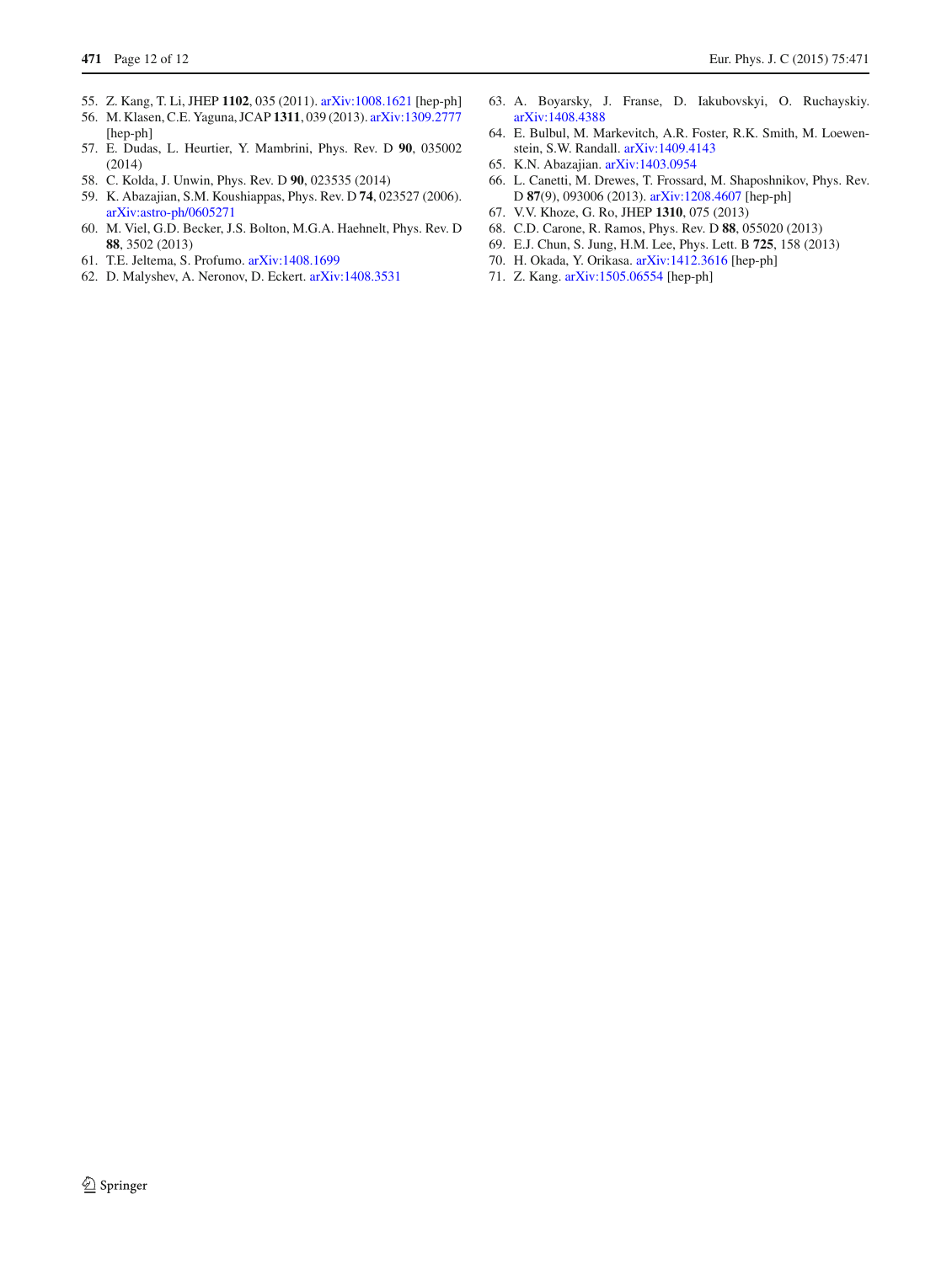55. Z. Kang, T. Li, JHEP **1102**, 035 (2011). arXiv:1008.1621 [hep-ph]
56. M. Klasen, C.E. Yaguna, JCAP **1311**, 039 (2013). arXiv:1309.2777 [hep-ph]
57. E. Dudas, L. Heurtier, Y. Mambrini, Phys. Rev. D **90**, 035002 (2014)
58. C. Kolda, J. Unwin, Phys. Rev. D **90**, 023535 (2014)
59. K. Abazajian, S.M. Koushiappas, Phys. Rev. D **74**, 023527 (2006). arXiv:astro-ph/0605271
60. M. Viel, G.D. Becker, J.S. Bolton, M.G.A. Haehnelt, Phys. Rev. D **88**, 3502 (2013)
61. T.E. Jeltema, S. Profumo. arXiv:1408.1699
62. D. Malyshev, A. Neronov, D. Eckert. arXiv:1408.3531
63. A. Boyarsky, J. Franse, D. Iakubovskyi, O. Ruchayskiy. arXiv:1408.4388
64. E. Bulbul, M. Markevitch, A.R. Foster, R.K. Smith, M. Loewenstein, S.W. Randall. arXiv:1409.4143
65. K.N. Abazajian. arXiv:1403.0954
66. L. Canetti, M. Drewes, T. Frossard, M. Shaposhnikov, Phys. Rev. D **87**(9), 093006 (2013). arXiv:1208.4607 [hep-ph]
67. V.V. Khoze, G. Ro, JHEP **1310**, 075 (2013)
68. C.D. Carone, R. Ramos, Phys. Rev. D **88**, 055020 (2013)
69. E.J. Chun, S. Jung, H.M. Lee, Phys. Lett. B **725**, 158 (2013)
70. H. Okada, Y. Orikasa. arXiv:1412.3616 [hep-ph]
71. Z. Kang. arXiv:1505.06554 [hep-ph]